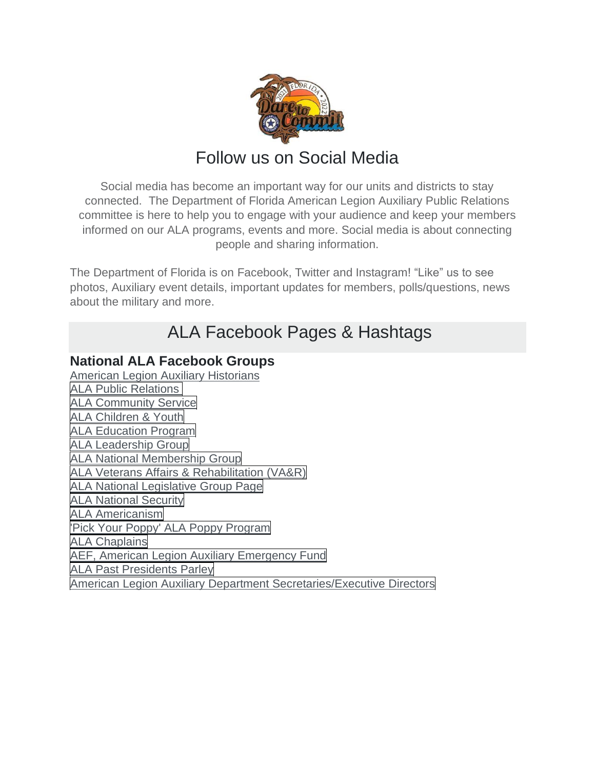# Follow us on Social Media

Social media has become an important way for our units and districts to stay connected. The Department of Florida American Legion Auxiliary Public Relations committee is here to help you to engage with your audience and keep your members informed on our ALA programs, events and more. Social media is about connecting people and sharing information.

The Department of Florida is on Facebook, Twitter and Instagram! "Like" us to see photos, Auxiliary event details, important updates for members, polls/questions, news about the military and more.

## ALA Facebook Pages & Hashtags

### National ALA Facebook Groups

American Legion Auxiliary Historians
ALA Public Relations
ALA Community Service
ALA Children & Youth
ALA Education Program
ALA Leadership Group
ALA National Membership Group
ALA Veterans Affairs & Rehabilitation (VA&R)
ALA National Legislative Group Page
ALA National Security
ALA Americanism
'Pick Your Poppy' ALA Poppy Program
ALA Chaplains
AEF, American Legion Auxiliary Emergency Fund
ALA Past Presidents Parley
American Legion Auxiliary Department Secretaries/Executive Directors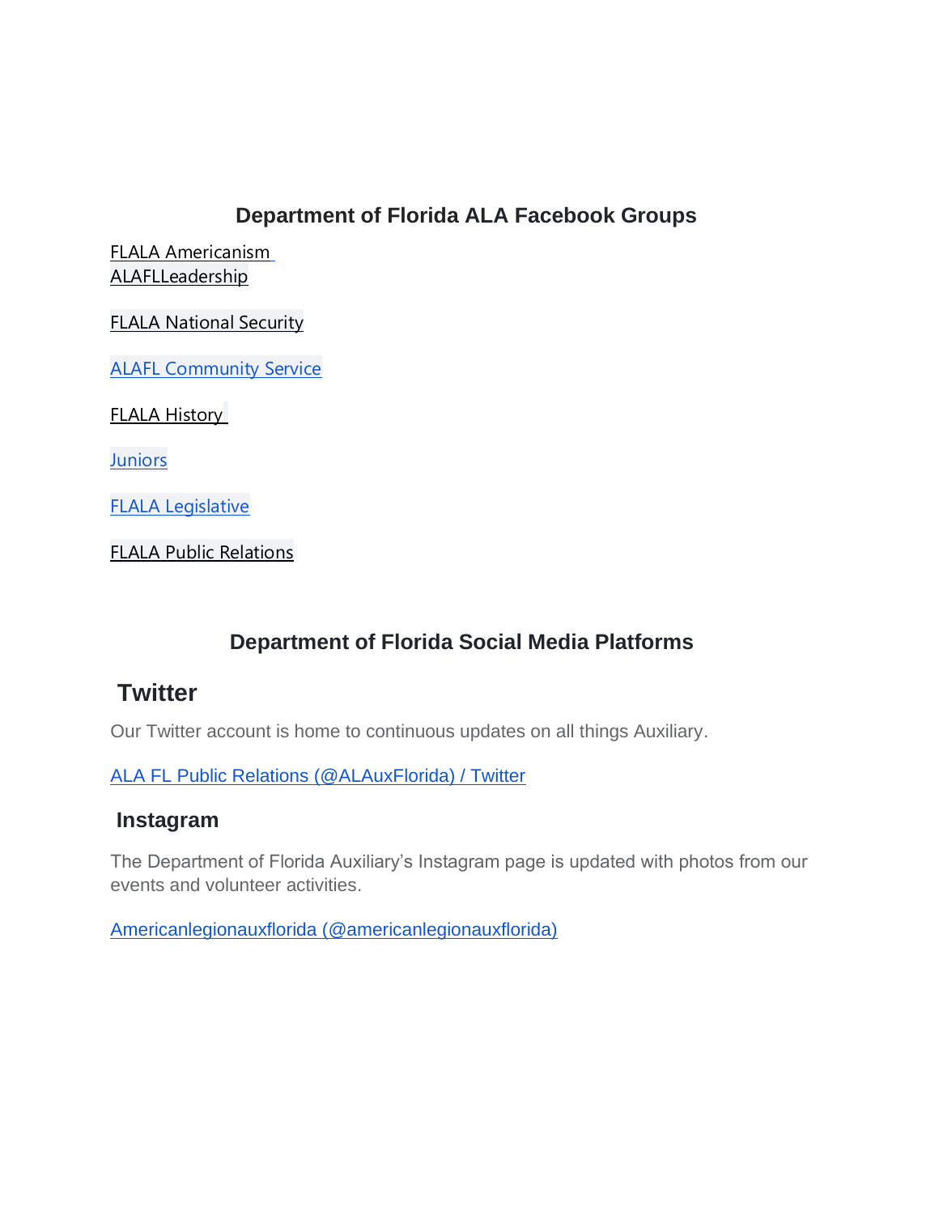## Department of Florida ALA Facebook Groups

FLALA Americanism
ALAFLLeadership

FLALA National Security

ALAFL Community Service

FLALA History

Juniors

FLALA Legislative

FLALA Public Relations

## Department of Florida Social Media Platforms

### Twitter

Our Twitter account is home to continuous updates on all things Auxiliary.

ALA FL Public Relations (@ALAuxFlorida) / Twitter

### Instagram

The Department of Florida Auxiliary's Instagram page is updated with photos from our events and volunteer activities.

Americanlegionauxflorida (@americanlegionauxflorida)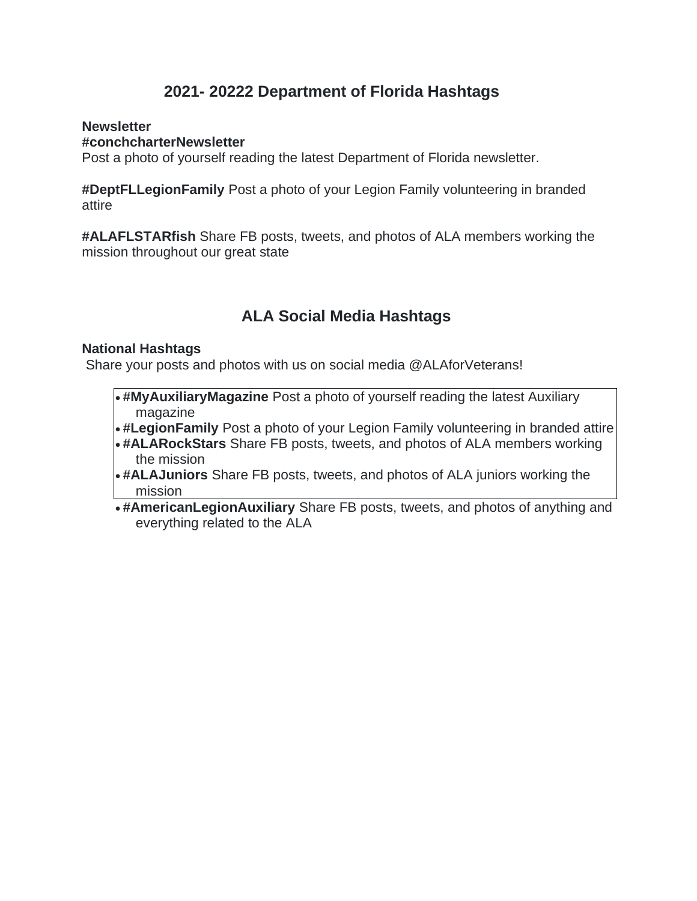## 2021- 20222 Department of Florida Hashtags

**Newsletter**
**#conchcharterNewsletter**
Post a photo of yourself reading the latest Department of Florida newsletter.

**#DeptFLLegionFamily** Post a photo of your Legion Family volunteering in branded attire

**#ALAFLSTARfish** Share FB posts, tweets, and photos of ALA members working the mission throughout our great state

## ALA Social Media Hashtags

**National Hashtags**
Share your posts and photos with us on social media @ALAforVeterans!

- **#MyAuxiliaryMagazine** Post a photo of yourself reading the latest Auxiliary magazine
- **#LegionFamily** Post a photo of your Legion Family volunteering in branded attire
- **#ALARockStars** Share FB posts, tweets, and photos of ALA members working the mission
- **#ALAJuniors** Share FB posts, tweets, and photos of ALA juniors working the mission
- **#AmericanLegionAuxiliary** Share FB posts, tweets, and photos of anything and everything related to the ALA